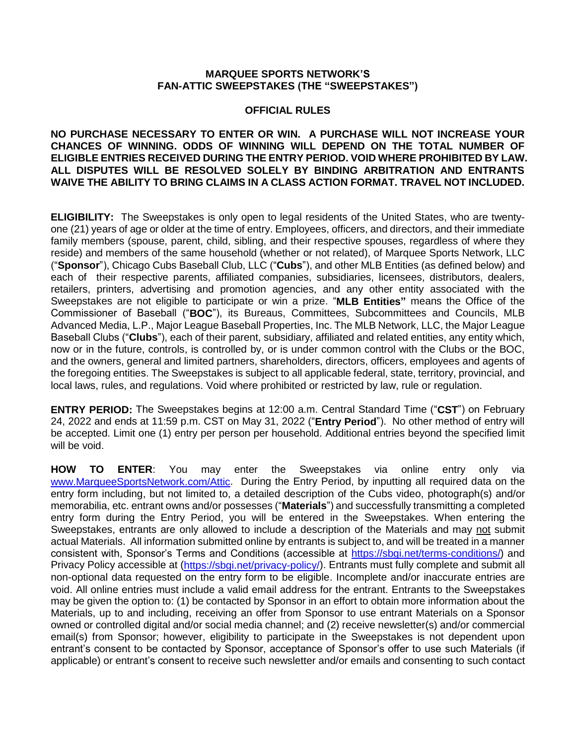# MARQUEE SPORTS NETWORK'S FAN-ATTIC SWEEPSTAKES (THE "SWEEPSTAKES")

## OFFICIAL RULES

**NO PURCHASE NECESSARY TO ENTER OR WIN. A PURCHASE WILL NOT INCREASE YOUR CHANCES OF WINNING. ODDS OF WINNING WILL DEPEND ON THE TOTAL NUMBER OF ELIGIBLE ENTRIES RECEIVED DURING THE ENTRY PERIOD. VOID WHERE PROHIBITED BY LAW. ALL DISPUTES WILL BE RESOLVED SOLELY BY BINDING ARBITRATION AND ENTRANTS WAIVE THE ABILITY TO BRING CLAIMS IN A CLASS ACTION FORMAT. TRAVEL NOT INCLUDED.**

**ELIGIBILITY:** The Sweepstakes is only open to legal residents of the United States, who are twenty-one (21) years of age or older at the time of entry. Employees, officers, and directors, and their immediate family members (spouse, parent, child, sibling, and their respective spouses, regardless of where they reside) and members of the same household (whether or not related), of Marquee Sports Network, LLC ("**Sponsor**"), Chicago Cubs Baseball Club, LLC ("**Cubs**"), and other MLB Entities (as defined below) and each of their respective parents, affiliated companies, subsidiaries, licensees, distributors, dealers, retailers, printers, advertising and promotion agencies, and any other entity associated with the Sweepstakes are not eligible to participate or win a prize. "**MLB Entities"** means the Office of the Commissioner of Baseball ("**BOC**"), its Bureaus, Committees, Subcommittees and Councils, MLB Advanced Media, L.P., Major League Baseball Properties, Inc. The MLB Network, LLC, the Major League Baseball Clubs ("**Clubs**"), each of their parent, subsidiary, affiliated and related entities, any entity which, now or in the future, controls, is controlled by, or is under common control with the Clubs or the BOC, and the owners, general and limited partners, shareholders, directors, officers, employees and agents of the foregoing entities. The Sweepstakes is subject to all applicable federal, state, territory, provincial, and local laws, rules, and regulations. Void where prohibited or restricted by law, rule or regulation.

**ENTRY PERIOD:** The Sweepstakes begins at 12:00 a.m. Central Standard Time ("**CST**") on February 24, 2022 and ends at 11:59 p.m. CST on May 31, 2022 ("**Entry Period**"). No other method of entry will be accepted. Limit one (1) entry per person per household. Additional entries beyond the specified limit will be void.

**HOW TO ENTER**: You may enter the Sweepstakes via online entry only via [www.MarqueeSportsNetwork.com/Attic](www.MarqueeSportsNetwork.com/Attic). During the Entry Period, by inputting all required data on the entry form including, but not limited to, a detailed description of the Cubs video, photograph(s) and/or memorabilia, etc. entrant owns and/or possesses ("**Materials**") and successfully transmitting a completed entry form during the Entry Period, you will be entered in the Sweepstakes. When entering the Sweepstakes, entrants are only allowed to include a description of the Materials and may <u>not</u> submit actual Materials. All information submitted online by entrants is subject to, and will be treated in a manner consistent with, Sponsor's Terms and Conditions (accessible at [https://sbgi.net/terms-conditions/](https://sbgi.net/terms-conditions/)) and Privacy Policy accessible at ([https://sbgi.net/privacy-policy/](https://sbgi.net/privacy-policy/)). Entrants must fully complete and submit all non-optional data requested on the entry form to be eligible. Incomplete and/or inaccurate entries are void. All online entries must include a valid email address for the entrant. Entrants to the Sweepstakes may be given the option to: (1) be contacted by Sponsor in an effort to obtain more information about the Materials, up to and including, receiving an offer from Sponsor to use entrant Materials on a Sponsor owned or controlled digital and/or social media channel; and (2) receive newsletter(s) and/or commercial email(s) from Sponsor; however, eligibility to participate in the Sweepstakes is not dependent upon entrant's consent to be contacted by Sponsor, acceptance of Sponsor's offer to use such Materials (if applicable) or entrant's consent to receive such newsletter and/or emails and consenting to such contact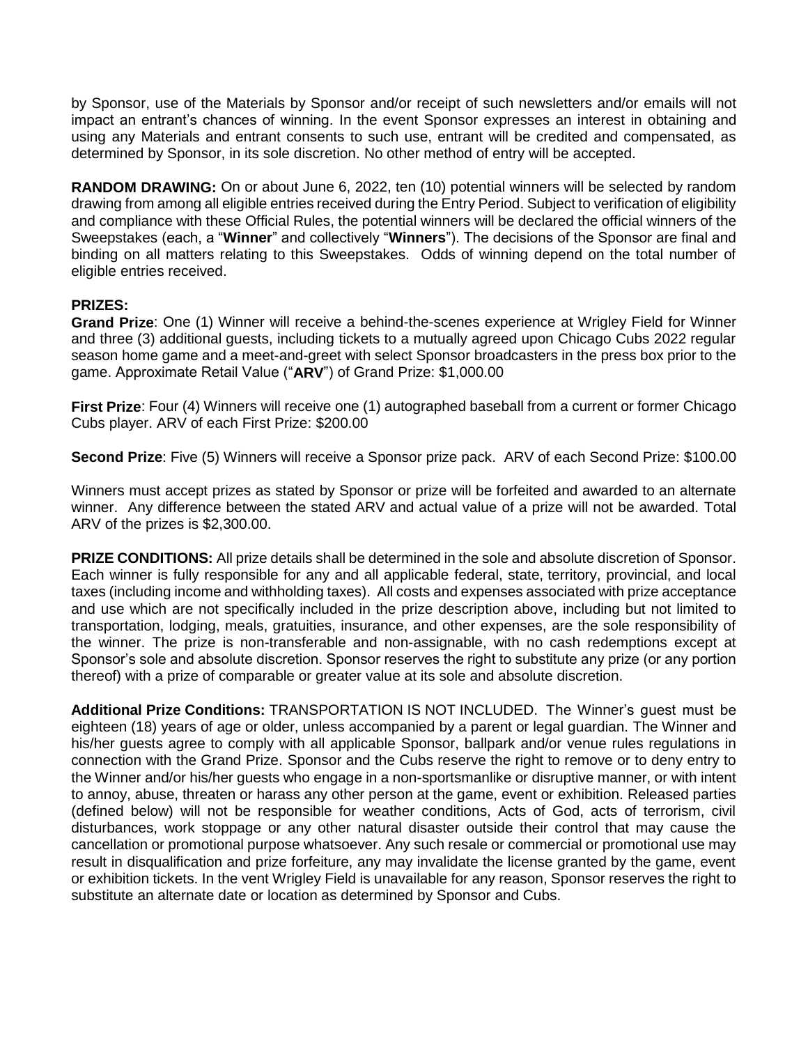by Sponsor, use of the Materials by Sponsor and/or receipt of such newsletters and/or emails will not impact an entrant's chances of winning. In the event Sponsor expresses an interest in obtaining and using any Materials and entrant consents to such use, entrant will be credited and compensated, as determined by Sponsor, in its sole discretion. No other method of entry will be accepted.

**RANDOM DRAWING:** On or about June 6, 2022, ten (10) potential winners will be selected by random drawing from among all eligible entries received during the Entry Period. Subject to verification of eligibility and compliance with these Official Rules, the potential winners will be declared the official winners of the Sweepstakes (each, a "**Winner**" and collectively "**Winners**"). The decisions of the Sponsor are final and binding on all matters relating to this Sweepstakes. Odds of winning depend on the total number of eligible entries received.

**PRIZES:**
**Grand Prize**: One (1) Winner will receive a behind-the-scenes experience at Wrigley Field for Winner and three (3) additional guests, including tickets to a mutually agreed upon Chicago Cubs 2022 regular season home game and a meet-and-greet with select Sponsor broadcasters in the press box prior to the game. Approximate Retail Value ("**ARV**") of Grand Prize: $1,000.00

**First Prize**: Four (4) Winners will receive one (1) autographed baseball from a current or former Chicago Cubs player. ARV of each First Prize: $200.00

**Second Prize**: Five (5) Winners will receive a Sponsor prize pack. ARV of each Second Prize: $100.00

Winners must accept prizes as stated by Sponsor or prize will be forfeited and awarded to an alternate winner. Any difference between the stated ARV and actual value of a prize will not be awarded. Total ARV of the prizes is $2,300.00.

**PRIZE CONDITIONS:** All prize details shall be determined in the sole and absolute discretion of Sponsor. Each winner is fully responsible for any and all applicable federal, state, territory, provincial, and local taxes (including income and withholding taxes). All costs and expenses associated with prize acceptance and use which are not specifically included in the prize description above, including but not limited to transportation, lodging, meals, gratuities, insurance, and other expenses, are the sole responsibility of the winner. The prize is non-transferable and non-assignable, with no cash redemptions except at Sponsor's sole and absolute discretion. Sponsor reserves the right to substitute any prize (or any portion thereof) with a prize of comparable or greater value at its sole and absolute discretion.

**Additional Prize Conditions:** TRANSPORTATION IS NOT INCLUDED. The Winner's guest must be eighteen (18) years of age or older, unless accompanied by a parent or legal guardian. The Winner and his/her guests agree to comply with all applicable Sponsor, ballpark and/or venue rules regulations in connection with the Grand Prize. Sponsor and the Cubs reserve the right to remove or to deny entry to the Winner and/or his/her guests who engage in a non-sportsmanlike or disruptive manner, or with intent to annoy, abuse, threaten or harass any other person at the game, event or exhibition. Released parties (defined below) will not be responsible for weather conditions, Acts of God, acts of terrorism, civil disturbances, work stoppage or any other natural disaster outside their control that may cause the cancellation or promotional purpose whatsoever. Any such resale or commercial or promotional use may result in disqualification and prize forfeiture, any may invalidate the license granted by the game, event or exhibition tickets. In the vent Wrigley Field is unavailable for any reason, Sponsor reserves the right to substitute an alternate date or location as determined by Sponsor and Cubs.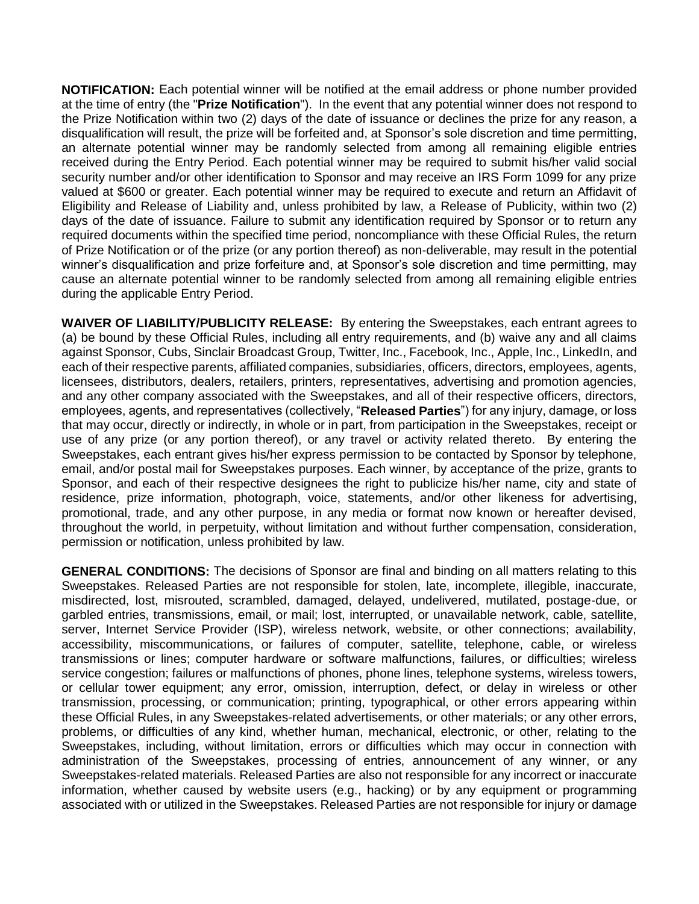**NOTIFICATION:** Each potential winner will be notified at the email address or phone number provided at the time of entry (the "**Prize Notification**"). In the event that any potential winner does not respond to the Prize Notification within two (2) days of the date of issuance or declines the prize for any reason, a disqualification will result, the prize will be forfeited and, at Sponsor's sole discretion and time permitting, an alternate potential winner may be randomly selected from among all remaining eligible entries received during the Entry Period. Each potential winner may be required to submit his/her valid social security number and/or other identification to Sponsor and may receive an IRS Form 1099 for any prize valued at $600 or greater. Each potential winner may be required to execute and return an Affidavit of Eligibility and Release of Liability and, unless prohibited by law, a Release of Publicity, within two (2) days of the date of issuance. Failure to submit any identification required by Sponsor or to return any required documents within the specified time period, noncompliance with these Official Rules, the return of Prize Notification or of the prize (or any portion thereof) as non-deliverable, may result in the potential winner's disqualification and prize forfeiture and, at Sponsor's sole discretion and time permitting, may cause an alternate potential winner to be randomly selected from among all remaining eligible entries during the applicable Entry Period.

**WAIVER OF LIABILITY/PUBLICITY RELEASE:** By entering the Sweepstakes, each entrant agrees to (a) be bound by these Official Rules, including all entry requirements, and (b) waive any and all claims against Sponsor, Cubs, Sinclair Broadcast Group, Twitter, Inc., Facebook, Inc., Apple, Inc., LinkedIn, and each of their respective parents, affiliated companies, subsidiaries, officers, directors, employees, agents, licensees, distributors, dealers, retailers, printers, representatives, advertising and promotion agencies, and any other company associated with the Sweepstakes, and all of their respective officers, directors, employees, agents, and representatives (collectively, "**Released Parties**") for any injury, damage, or loss that may occur, directly or indirectly, in whole or in part, from participation in the Sweepstakes, receipt or use of any prize (or any portion thereof), or any travel or activity related thereto. By entering the Sweepstakes, each entrant gives his/her express permission to be contacted by Sponsor by telephone, email, and/or postal mail for Sweepstakes purposes. Each winner, by acceptance of the prize, grants to Sponsor, and each of their respective designees the right to publicize his/her name, city and state of residence, prize information, photograph, voice, statements, and/or other likeness for advertising, promotional, trade, and any other purpose, in any media or format now known or hereafter devised, throughout the world, in perpetuity, without limitation and without further compensation, consideration, permission or notification, unless prohibited by law.

**GENERAL CONDITIONS:** The decisions of Sponsor are final and binding on all matters relating to this Sweepstakes. Released Parties are not responsible for stolen, late, incomplete, illegible, inaccurate, misdirected, lost, misrouted, scrambled, damaged, delayed, undelivered, mutilated, postage-due, or garbled entries, transmissions, email, or mail; lost, interrupted, or unavailable network, cable, satellite, server, Internet Service Provider (ISP), wireless network, website, or other connections; availability, accessibility, miscommunications, or failures of computer, satellite, telephone, cable, or wireless transmissions or lines; computer hardware or software malfunctions, failures, or difficulties; wireless service congestion; failures or malfunctions of phones, phone lines, telephone systems, wireless towers, or cellular tower equipment; any error, omission, interruption, defect, or delay in wireless or other transmission, processing, or communication; printing, typographical, or other errors appearing within these Official Rules, in any Sweepstakes-related advertisements, or other materials; or any other errors, problems, or difficulties of any kind, whether human, mechanical, electronic, or other, relating to the Sweepstakes, including, without limitation, errors or difficulties which may occur in connection with administration of the Sweepstakes, processing of entries, announcement of any winner, or any Sweepstakes-related materials. Released Parties are also not responsible for any incorrect or inaccurate information, whether caused by website users (e.g., hacking) or by any equipment or programming associated with or utilized in the Sweepstakes. Released Parties are not responsible for injury or damage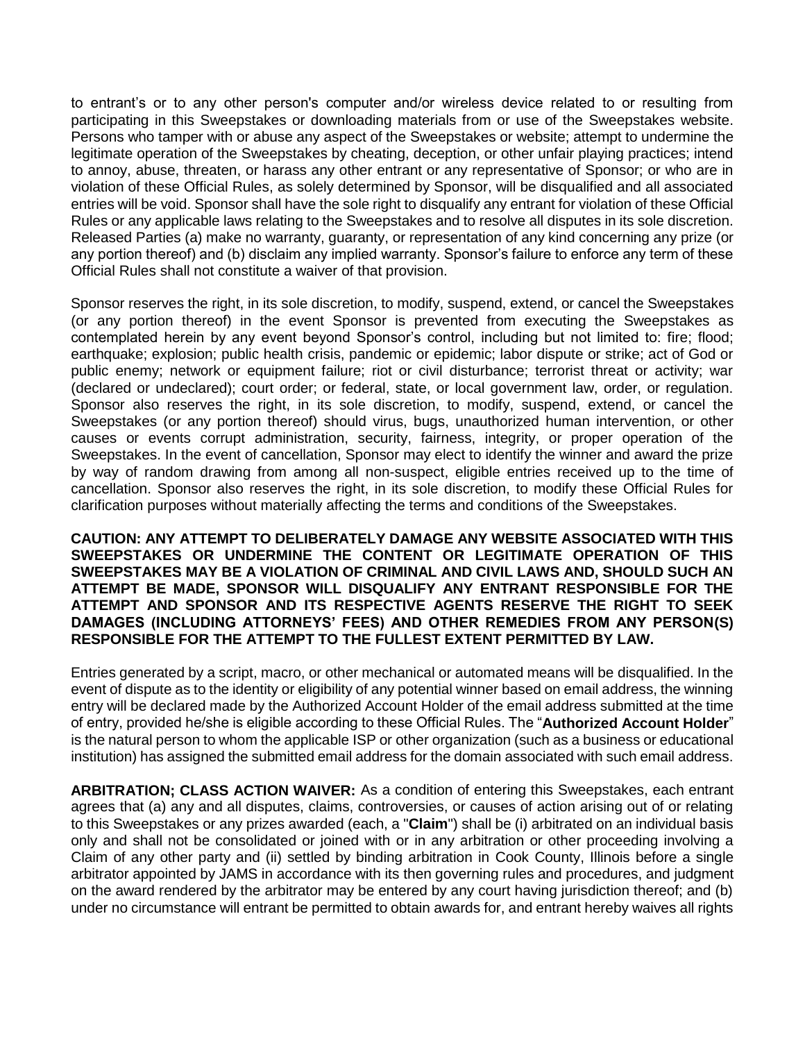to entrant's or to any other person's computer and/or wireless device related to or resulting from participating in this Sweepstakes or downloading materials from or use of the Sweepstakes website. Persons who tamper with or abuse any aspect of the Sweepstakes or website; attempt to undermine the legitimate operation of the Sweepstakes by cheating, deception, or other unfair playing practices; intend to annoy, abuse, threaten, or harass any other entrant or any representative of Sponsor; or who are in violation of these Official Rules, as solely determined by Sponsor, will be disqualified and all associated entries will be void. Sponsor shall have the sole right to disqualify any entrant for violation of these Official Rules or any applicable laws relating to the Sweepstakes and to resolve all disputes in its sole discretion. Released Parties (a) make no warranty, guaranty, or representation of any kind concerning any prize (or any portion thereof) and (b) disclaim any implied warranty. Sponsor's failure to enforce any term of these Official Rules shall not constitute a waiver of that provision.

Sponsor reserves the right, in its sole discretion, to modify, suspend, extend, or cancel the Sweepstakes (or any portion thereof) in the event Sponsor is prevented from executing the Sweepstakes as contemplated herein by any event beyond Sponsor's control, including but not limited to: fire; flood; earthquake; explosion; public health crisis, pandemic or epidemic; labor dispute or strike; act of God or public enemy; network or equipment failure; riot or civil disturbance; terrorist threat or activity; war (declared or undeclared); court order; or federal, state, or local government law, order, or regulation. Sponsor also reserves the right, in its sole discretion, to modify, suspend, extend, or cancel the Sweepstakes (or any portion thereof) should virus, bugs, unauthorized human intervention, or other causes or events corrupt administration, security, fairness, integrity, or proper operation of the Sweepstakes. In the event of cancellation, Sponsor may elect to identify the winner and award the prize by way of random drawing from among all non-suspect, eligible entries received up to the time of cancellation. Sponsor also reserves the right, in its sole discretion, to modify these Official Rules for clarification purposes without materially affecting the terms and conditions of the Sweepstakes.

**CAUTION: ANY ATTEMPT TO DELIBERATELY DAMAGE ANY WEBSITE ASSOCIATED WITH THIS SWEEPSTAKES OR UNDERMINE THE CONTENT OR LEGITIMATE OPERATION OF THIS SWEEPSTAKES MAY BE A VIOLATION OF CRIMINAL AND CIVIL LAWS AND, SHOULD SUCH AN ATTEMPT BE MADE, SPONSOR WILL DISQUALIFY ANY ENTRANT RESPONSIBLE FOR THE ATTEMPT AND SPONSOR AND ITS RESPECTIVE AGENTS RESERVE THE RIGHT TO SEEK DAMAGES (INCLUDING ATTORNEYS' FEES) AND OTHER REMEDIES FROM ANY PERSON(S) RESPONSIBLE FOR THE ATTEMPT TO THE FULLEST EXTENT PERMITTED BY LAW.**

Entries generated by a script, macro, or other mechanical or automated means will be disqualified. In the event of dispute as to the identity or eligibility of any potential winner based on email address, the winning entry will be declared made by the Authorized Account Holder of the email address submitted at the time of entry, provided he/she is eligible according to these Official Rules. The "**Authorized Account Holder**" is the natural person to whom the applicable ISP or other organization (such as a business or educational institution) has assigned the submitted email address for the domain associated with such email address.

**ARBITRATION; CLASS ACTION WAIVER:** As a condition of entering this Sweepstakes, each entrant agrees that (a) any and all disputes, claims, controversies, or causes of action arising out of or relating to this Sweepstakes or any prizes awarded (each, a "**Claim**") shall be (i) arbitrated on an individual basis only and shall not be consolidated or joined with or in any arbitration or other proceeding involving a Claim of any other party and (ii) settled by binding arbitration in Cook County, Illinois before a single arbitrator appointed by JAMS in accordance with its then governing rules and procedures, and judgment on the award rendered by the arbitrator may be entered by any court having jurisdiction thereof; and (b) under no circumstance will entrant be permitted to obtain awards for, and entrant hereby waives all rights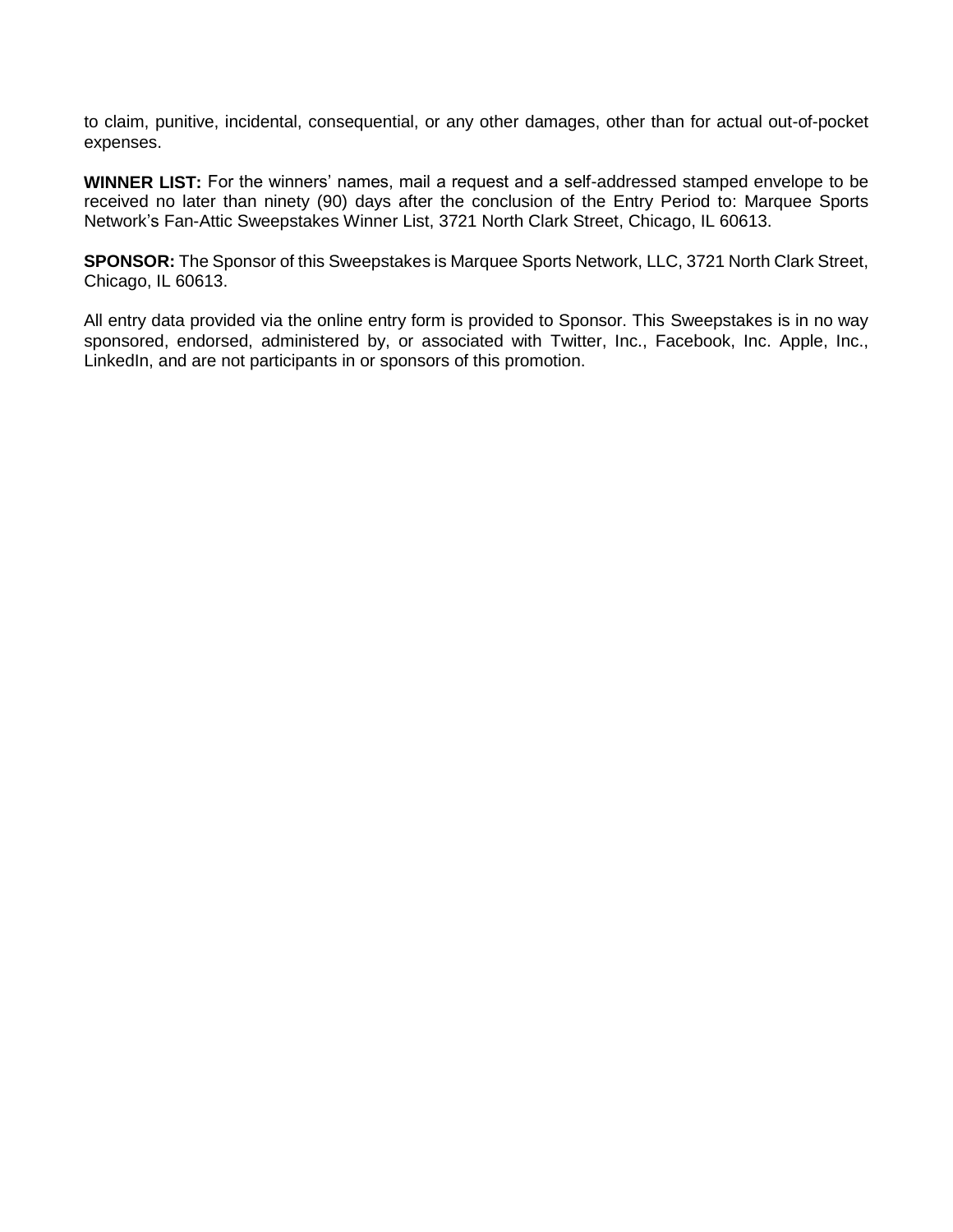to claim, punitive, incidental, consequential, or any other damages, other than for actual out-of-pocket expenses.

**WINNER LIST:** For the winners' names, mail a request and a self-addressed stamped envelope to be received no later than ninety (90) days after the conclusion of the Entry Period to: Marquee Sports Network's Fan-Attic Sweepstakes Winner List, 3721 North Clark Street, Chicago, IL 60613.

**SPONSOR:** The Sponsor of this Sweepstakes is Marquee Sports Network, LLC, 3721 North Clark Street, Chicago, IL 60613.

All entry data provided via the online entry form is provided to Sponsor. This Sweepstakes is in no way sponsored, endorsed, administered by, or associated with Twitter, Inc., Facebook, Inc. Apple, Inc., LinkedIn, and are not participants in or sponsors of this promotion.